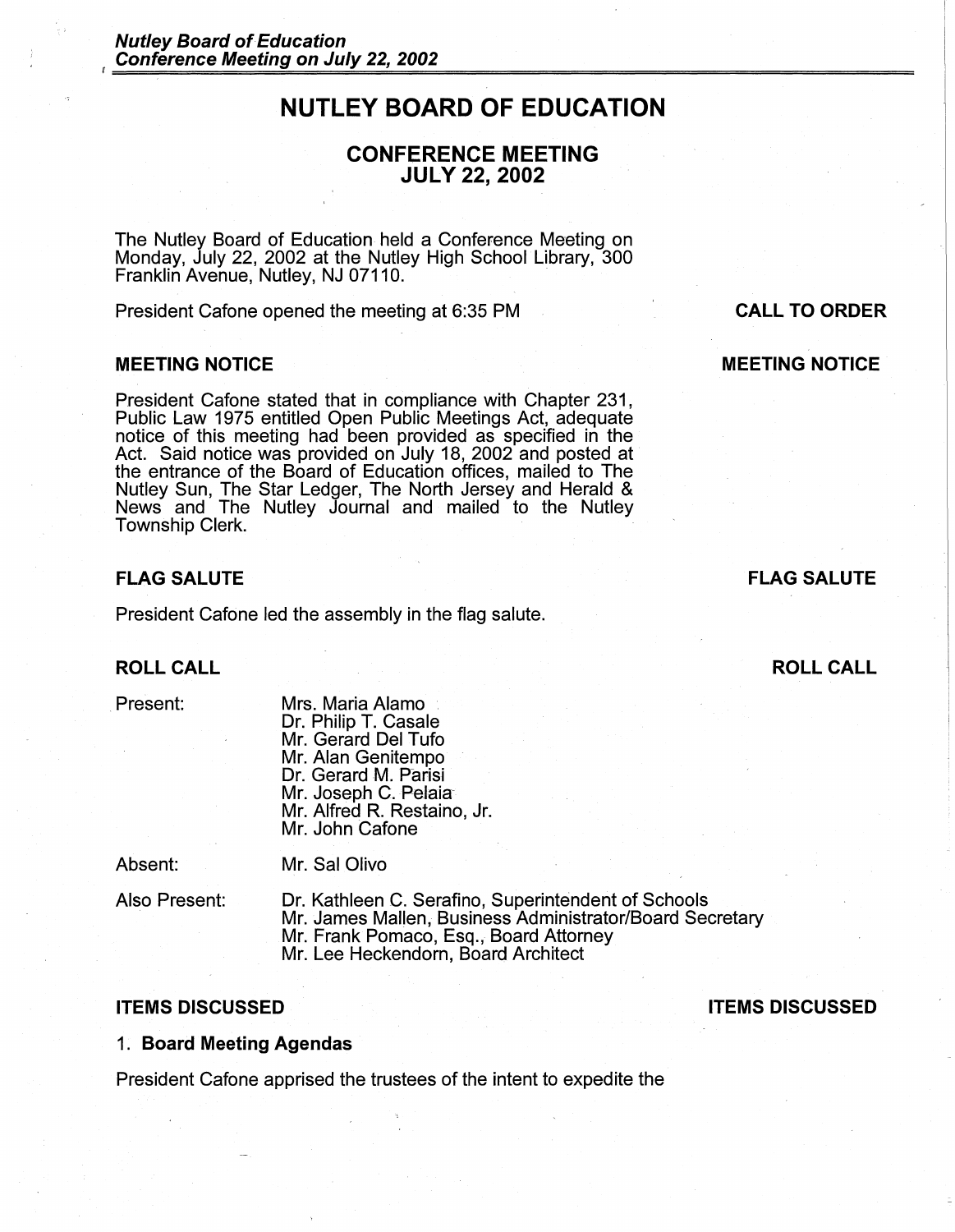# NUTLEY BOARD OF EDUCATION

## CONFERENCE MEETING
## JULY 22, 2002

The Nutley Board of Education held a Conference Meeting on Monday, July 22, 2002 at the Nutley High School Library, 300 Franklin Avenue, Nutley, NJ 07110.

**CALL TO ORDER**

President Cafone opened the meeting at 6:35 PM

### MEETING NOTICE

President Cafone stated that in compliance with Chapter 231, Public Law 1975 entitled Open Public Meetings Act, adequate notice of this meeting had been provided as specified in the Act. Said notice was provided on July 18, 2002 and posted at the entrance of the Board of Education offices, mailed to The Nutley Sun, The Star Ledger, The North Jersey and Herald & News and The Nutley Journal and mailed to the Nutley Township Clerk.

### FLAG SALUTE

President Cafone led the assembly in the flag salute.

### ROLL CALL

Present:
- Mrs. Maria Alamo
- Dr. Philip T. Casale
- Mr. Gerard Del Tufo
- Mr. Alan Genitempo
- Dr. Gerard M. Parisi
- Mr. Joseph C. Pelaia
- Mr. Alfred R. Restaino, Jr.
- Mr. John Cafone

Absent:
- Mr. Sal Olivo

Also Present:
- Dr. Kathleen C. Serafino, Superintendent of Schools
- Mr. James Mallen, Business Administrator/Board Secretary
- Mr. Frank Pomaco, Esq., Board Attorney
- Mr. Lee Heckendorn, Board Architect

### ITEMS DISCUSSED

1. **Board Meeting Agendas**

President Cafone apprised the trustees of the intent to expedite the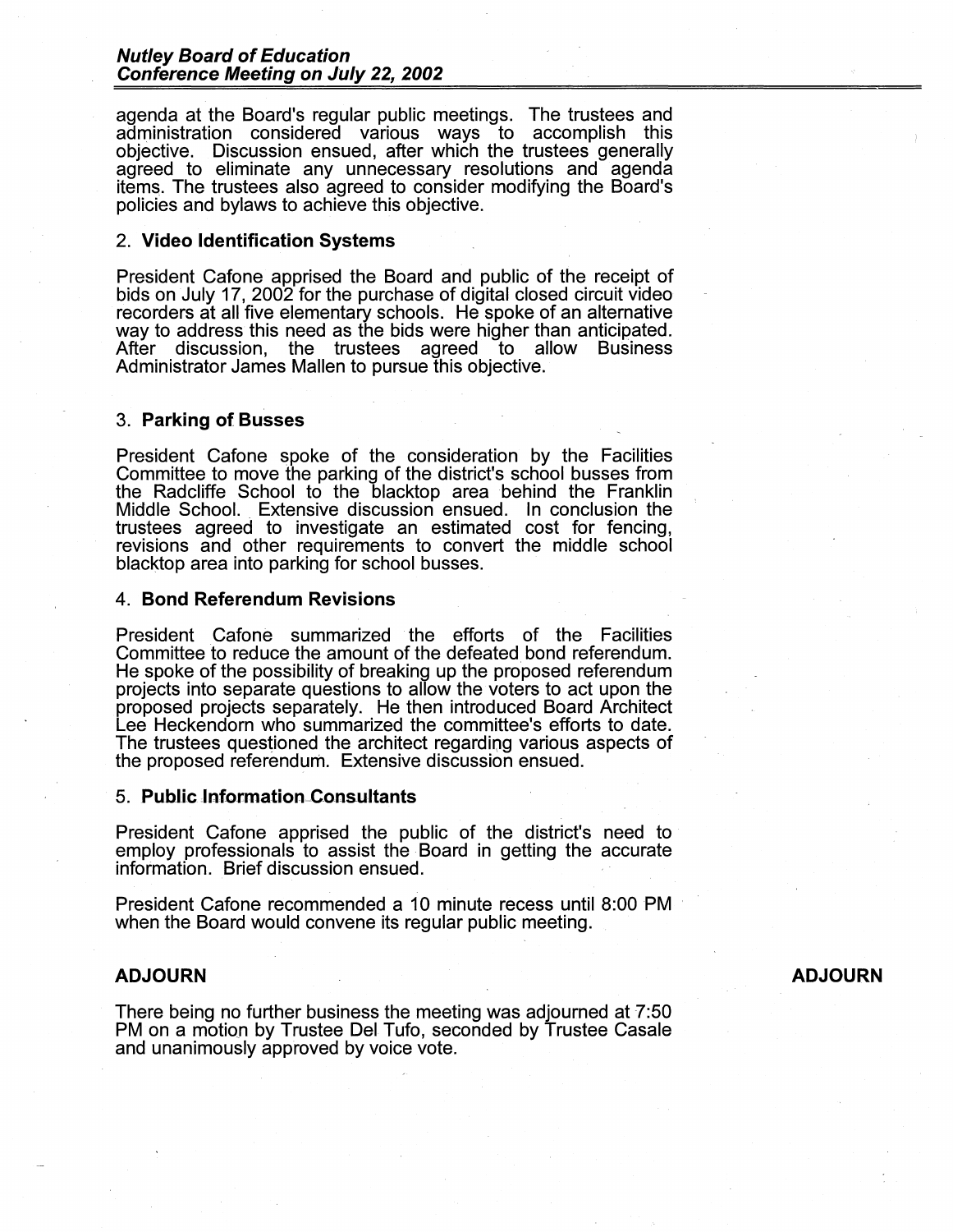agenda at the Board's regular public meetings. The trustees and administration considered various ways to accomplish this objective. Discussion ensued, after which the trustees generally agreed to eliminate any unnecessary resolutions and agenda items. The trustees also agreed to consider modifying the Board's policies and bylaws to achieve this objective.

2. **Video Identification Systems**

President Cafone apprised the Board and public of the receipt of bids on July 17, 2002 for the purchase of digital closed circuit video recorders at all five elementary schools. He spoke of an alternative way to address this need as the bids were higher than anticipated. After discussion, the trustees agreed to allow Business Administrator James Mallen to pursue this objective.

3. **Parking of Busses**

President Cafone spoke of the consideration by the Facilities Committee to move the parking of the district's school busses from the Radcliffe School to the blacktop area behind the Franklin Middle School. Extensive discussion ensued. In conclusion the trustees agreed to investigate an estimated cost for fencing, revisions and other requirements to convert the middle school blacktop area into parking for school busses.

4. **Bond Referendum Revisions**

President Cafone summarized the efforts of the Facilities Committee to reduce the amount of the defeated bond referendum. He spoke of the possibility of breaking up the proposed referendum projects into separate questions to allow the voters to act upon the proposed projects separately. He then introduced Board Architect Lee Heckendorn who summarized the committee's efforts to date. The trustees questioned the architect regarding various aspects of the proposed referendum. Extensive discussion ensued.

5. **Public Information Consultants**

President Cafone apprised the public of the district's need to employ professionals to assist the Board in getting the accurate information. Brief discussion ensued.

President Cafone recommended a 10 minute recess until 8:00 PM when the Board would convene its regular public meeting.

## ADJOURN

**ADJOURN**

There being no further business the meeting was adjourned at 7:50 PM on a motion by Trustee Del Tufo, seconded by Trustee Casale and unanimously approved by voice vote.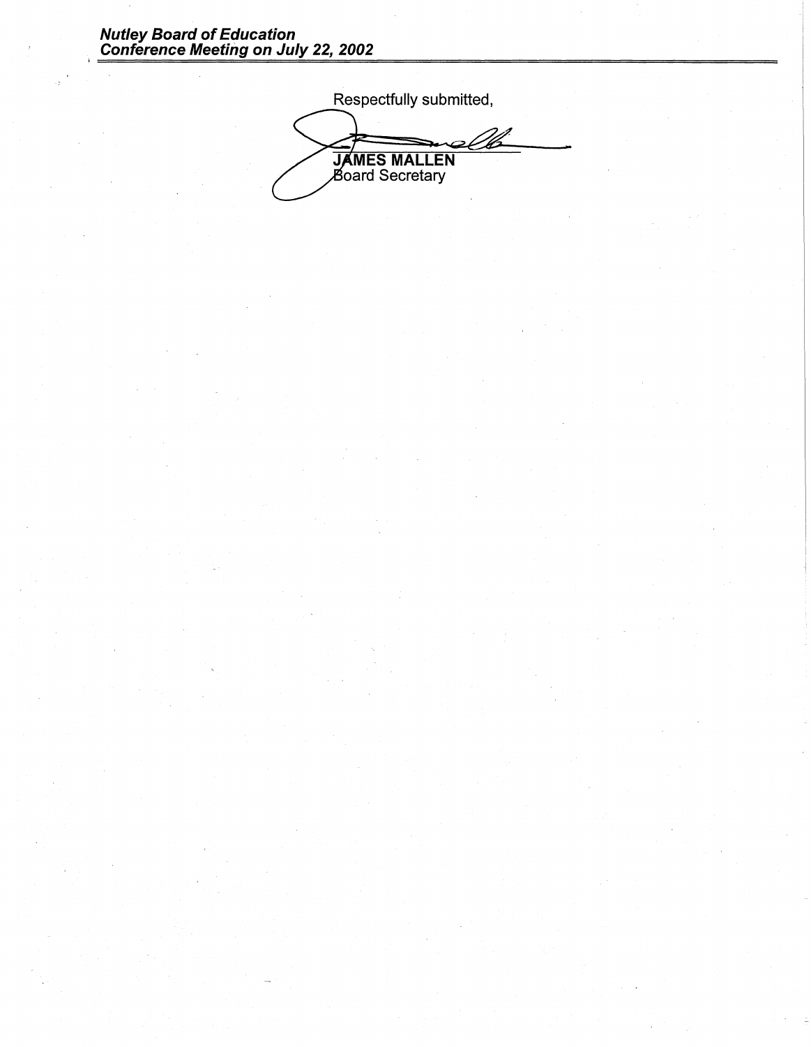Respectfully submitted,

**JAMES MALLEN**
Board Secretary